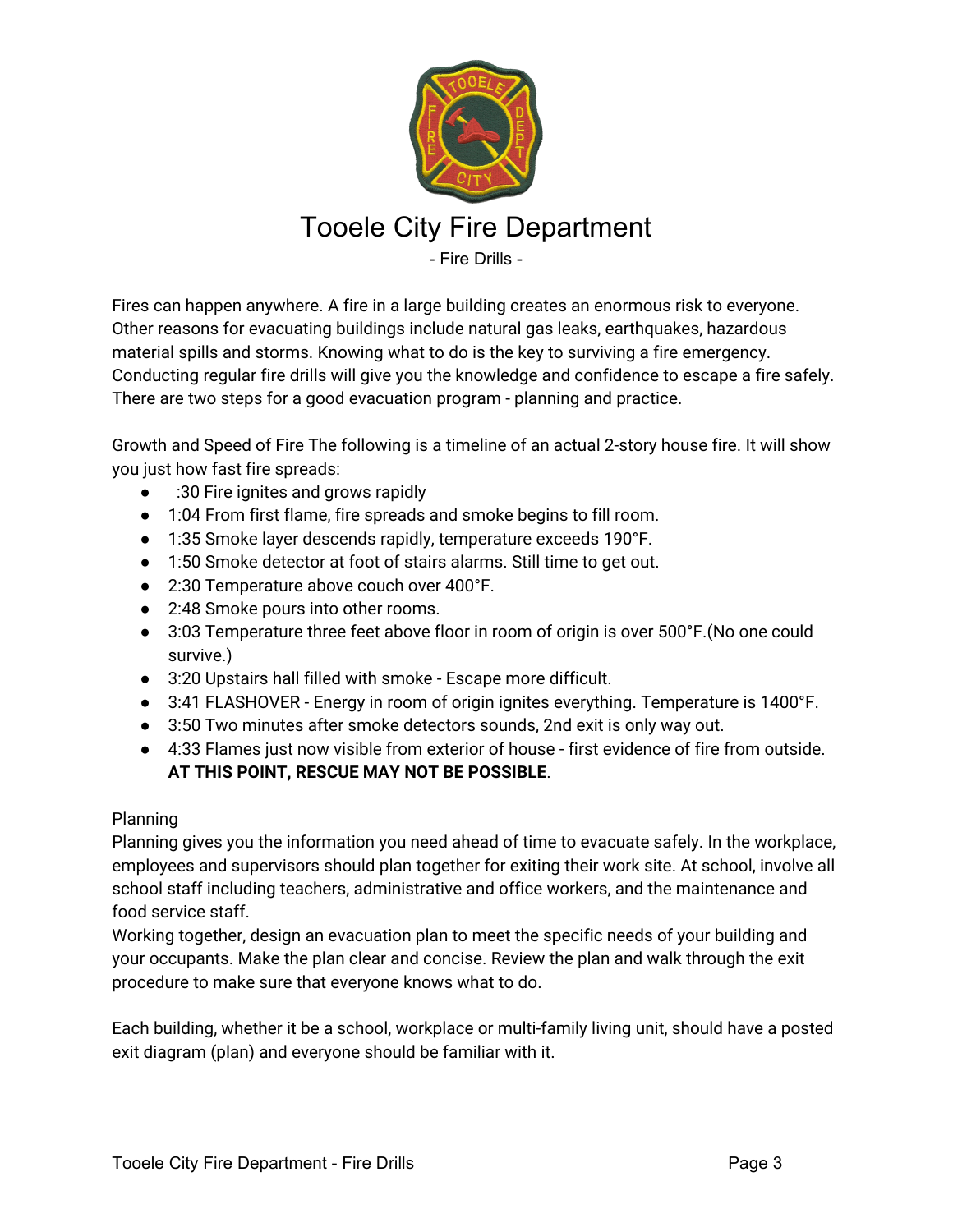# Tooele City Fire Department

- Fire Drills -

Fires can happen anywhere. A fire in a large building creates an enormous risk to everyone. Other reasons for evacuating buildings include natural gas leaks, earthquakes, hazardous material spills and storms. Knowing what to do is the key to surviving a fire emergency. Conducting regular fire drills will give you the knowledge and confidence to escape a fire safely. There are two steps for a good evacuation program - planning and practice.

Growth and Speed of Fire The following is a timeline of an actual 2-story house fire. It will show you just how fast fire spreads:

- :30 Fire ignites and grows rapidly
- 1:04 From first flame, fire spreads and smoke begins to fill room.
- 1:35 Smoke layer descends rapidly, temperature exceeds 190°F.
- 1:50 Smoke detector at foot of stairs alarms. Still time to get out.
- 2:30 Temperature above couch over 400°F.
- 2:48 Smoke pours into other rooms.
- 3:03 Temperature three feet above floor in room of origin is over 500°F.(No one could survive.)
- 3:20 Upstairs hall filled with smoke - Escape more difficult.
- 3:41 FLASHOVER - Energy in room of origin ignites everything. Temperature is 1400°F.
- 3:50 Two minutes after smoke detectors sounds, 2nd exit is only way out.
- 4:33 Flames just now visible from exterior of house - first evidence of fire from outside. **AT THIS POINT, RESCUE MAY NOT BE POSSIBLE**.

Planning

Planning gives you the information you need ahead of time to evacuate safely. In the workplace, employees and supervisors should plan together for exiting their work site. At school, involve all school staff including teachers, administrative and office workers, and the maintenance and food service staff.

Working together, design an evacuation plan to meet the specific needs of your building and your occupants. Make the plan clear and concise. Review the plan and walk through the exit procedure to make sure that everyone knows what to do.

Each building, whether it be a school, workplace or multi-family living unit, should have a posted exit diagram (plan) and everyone should be familiar with it.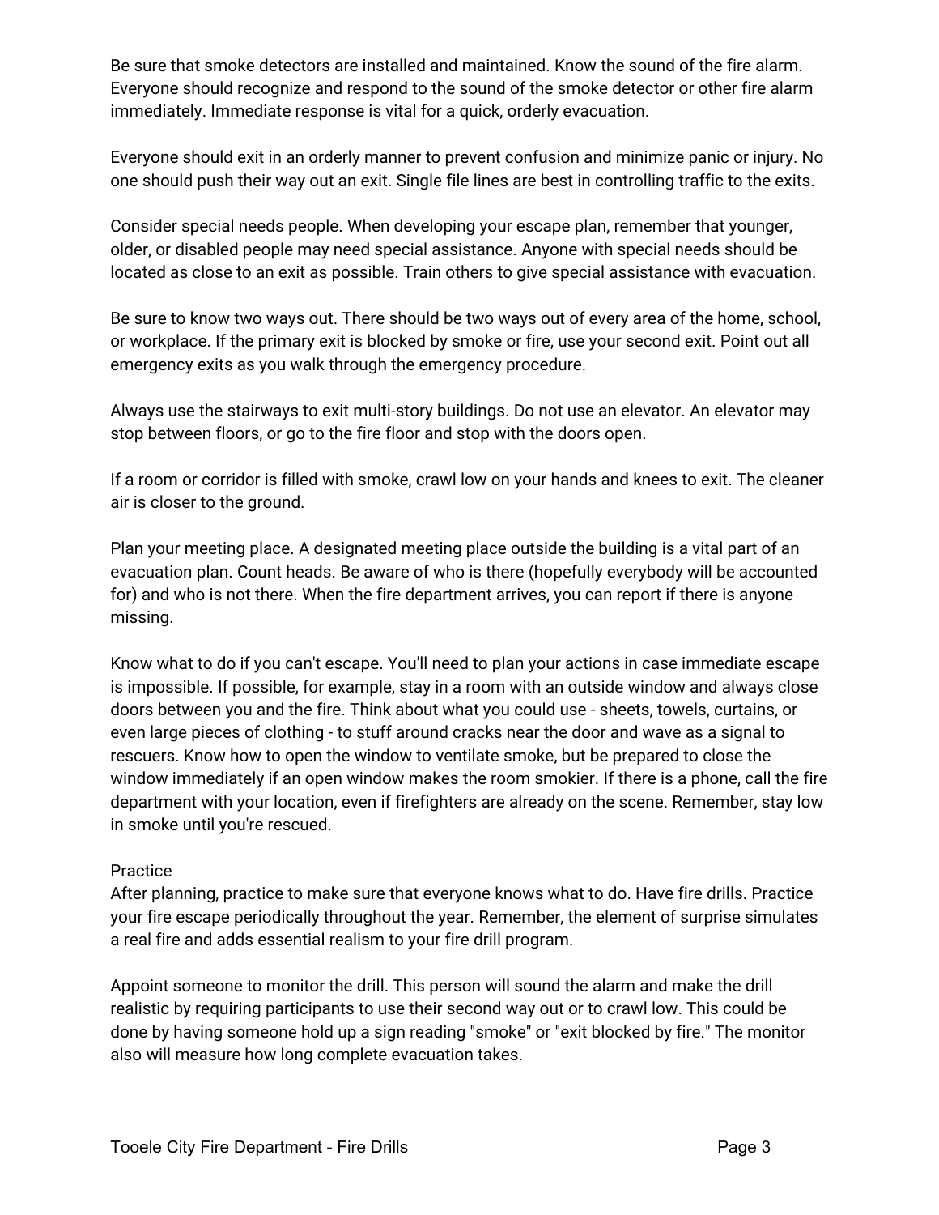Be sure that smoke detectors are installed and maintained. Know the sound of the fire alarm. Everyone should recognize and respond to the sound of the smoke detector or other fire alarm immediately. Immediate response is vital for a quick, orderly evacuation.

Everyone should exit in an orderly manner to prevent confusion and minimize panic or injury. No one should push their way out an exit. Single file lines are best in controlling traffic to the exits.

Consider special needs people. When developing your escape plan, remember that younger, older, or disabled people may need special assistance. Anyone with special needs should be located as close to an exit as possible. Train others to give special assistance with evacuation.

Be sure to know two ways out. There should be two ways out of every area of the home, school, or workplace. If the primary exit is blocked by smoke or fire, use your second exit. Point out all emergency exits as you walk through the emergency procedure.

Always use the stairways to exit multi-story buildings. Do not use an elevator. An elevator may stop between floors, or go to the fire floor and stop with the doors open.

If a room or corridor is filled with smoke, crawl low on your hands and knees to exit. The cleaner air is closer to the ground.

Plan your meeting place. A designated meeting place outside the building is a vital part of an evacuation plan. Count heads. Be aware of who is there (hopefully everybody will be accounted for) and who is not there. When the fire department arrives, you can report if there is anyone missing.

Know what to do if you can't escape. You'll need to plan your actions in case immediate escape is impossible. If possible, for example, stay in a room with an outside window and always close doors between you and the fire. Think about what you could use - sheets, towels, curtains, or even large pieces of clothing - to stuff around cracks near the door and wave as a signal to rescuers. Know how to open the window to ventilate smoke, but be prepared to close the window immediately if an open window makes the room smokier. If there is a phone, call the fire department with your location, even if firefighters are already on the scene. Remember, stay low in smoke until you're rescued.

Practice

After planning, practice to make sure that everyone knows what to do. Have fire drills. Practice your fire escape periodically throughout the year. Remember, the element of surprise simulates a real fire and adds essential realism to your fire drill program.

Appoint someone to monitor the drill. This person will sound the alarm and make the drill realistic by requiring participants to use their second way out or to crawl low. This could be done by having someone hold up a sign reading "smoke" or "exit blocked by fire." The monitor also will measure how long complete evacuation takes.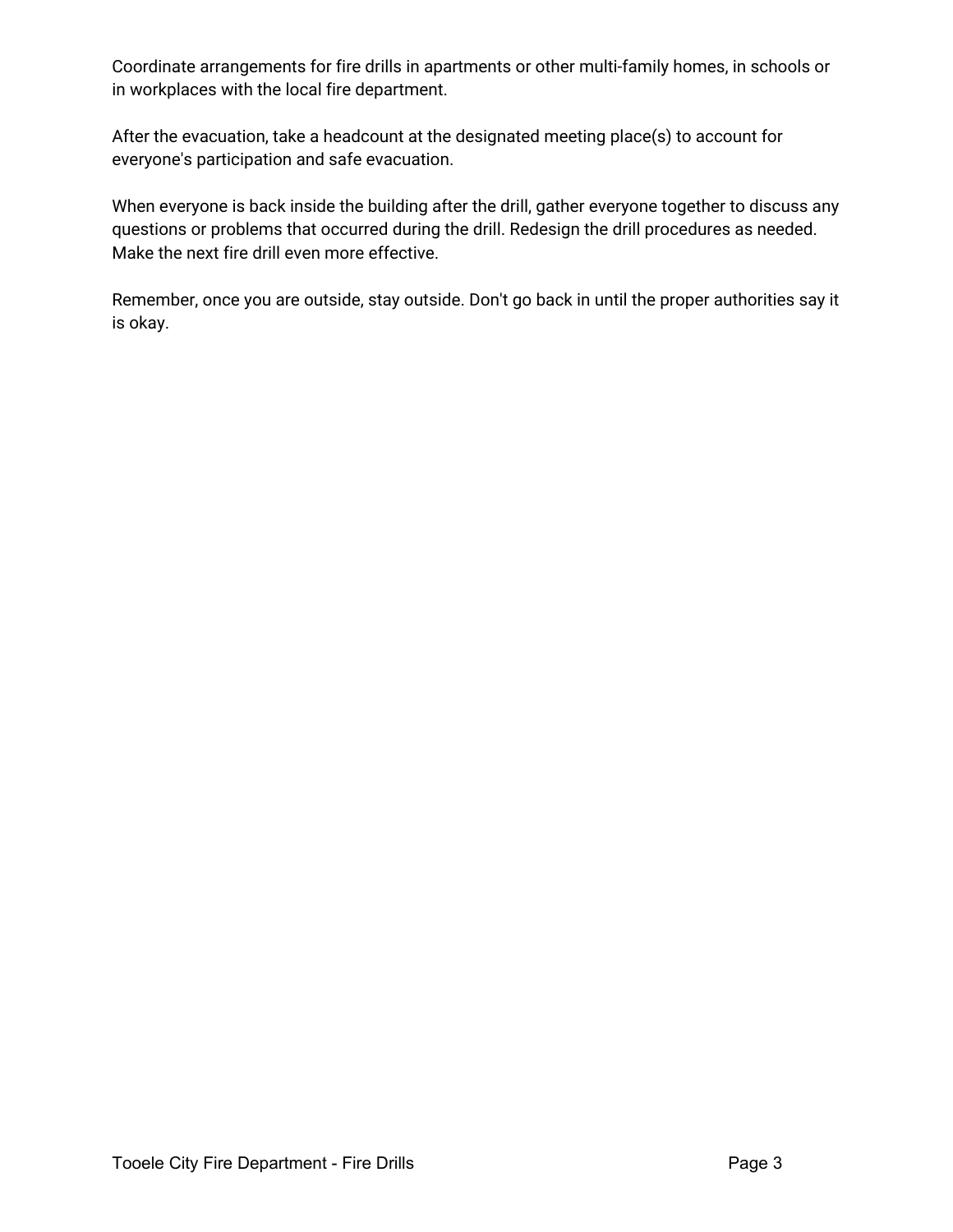Coordinate arrangements for fire drills in apartments or other multi-family homes, in schools or in workplaces with the local fire department.

After the evacuation, take a headcount at the designated meeting place(s) to account for everyone's participation and safe evacuation.

When everyone is back inside the building after the drill, gather everyone together to discuss any questions or problems that occurred during the drill. Redesign the drill procedures as needed. Make the next fire drill even more effective.

Remember, once you are outside, stay outside. Don't go back in until the proper authorities say it is okay.